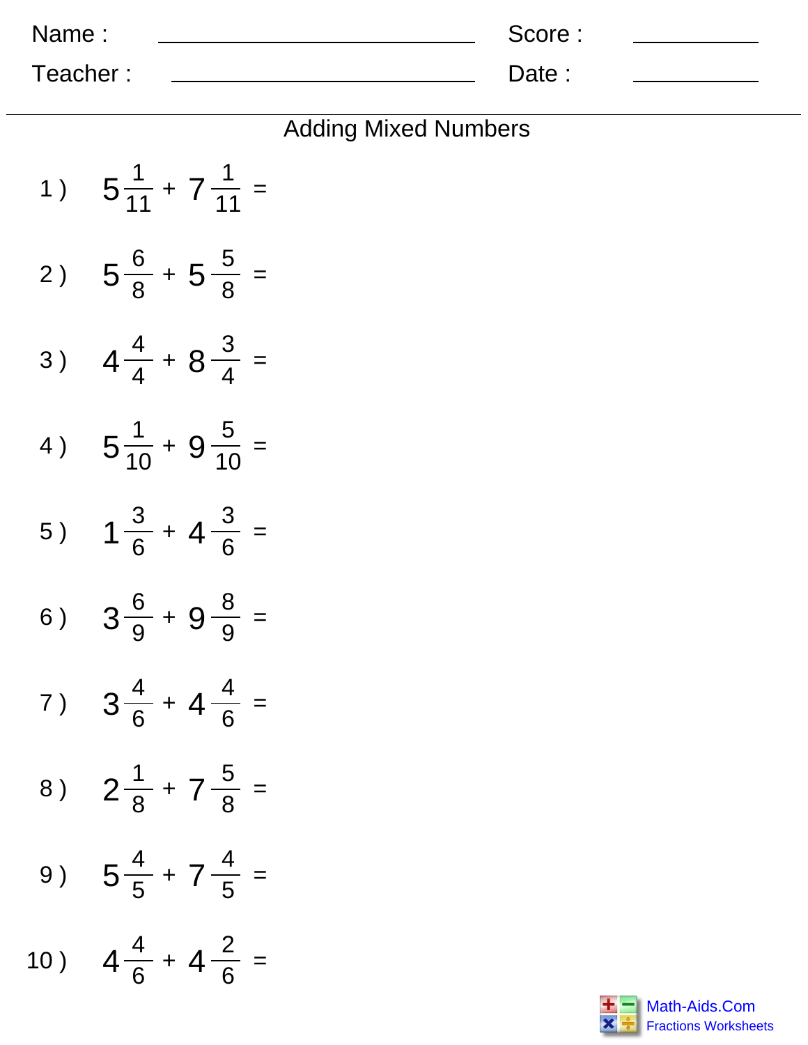Name : ____________________ Score : __________

Teacher : ____________________ Date : __________

## Adding Mixed Numbers

1 ) $5\frac{1}{11} + 7\frac{1}{11} =$

2 ) $5\frac{6}{8} + 5\frac{5}{8} =$

3 ) $4\frac{4}{4} + 8\frac{3}{4} =$

4 ) $5\frac{1}{10} + 9\frac{5}{10} =$

5 ) $1\frac{3}{6} + 4\frac{3}{6} =$

6 ) $3\frac{6}{9} + 9\frac{8}{9} =$

7 ) $3\frac{4}{6} + 4\frac{4}{6} =$

8 ) $2\frac{1}{8} + 7\frac{5}{8} =$

9 ) $5\frac{4}{5} + 7\frac{4}{5} =$

10 ) $4\frac{4}{6} + 4\frac{2}{6} =$

Math-Aids.Com
Fractions Worksheets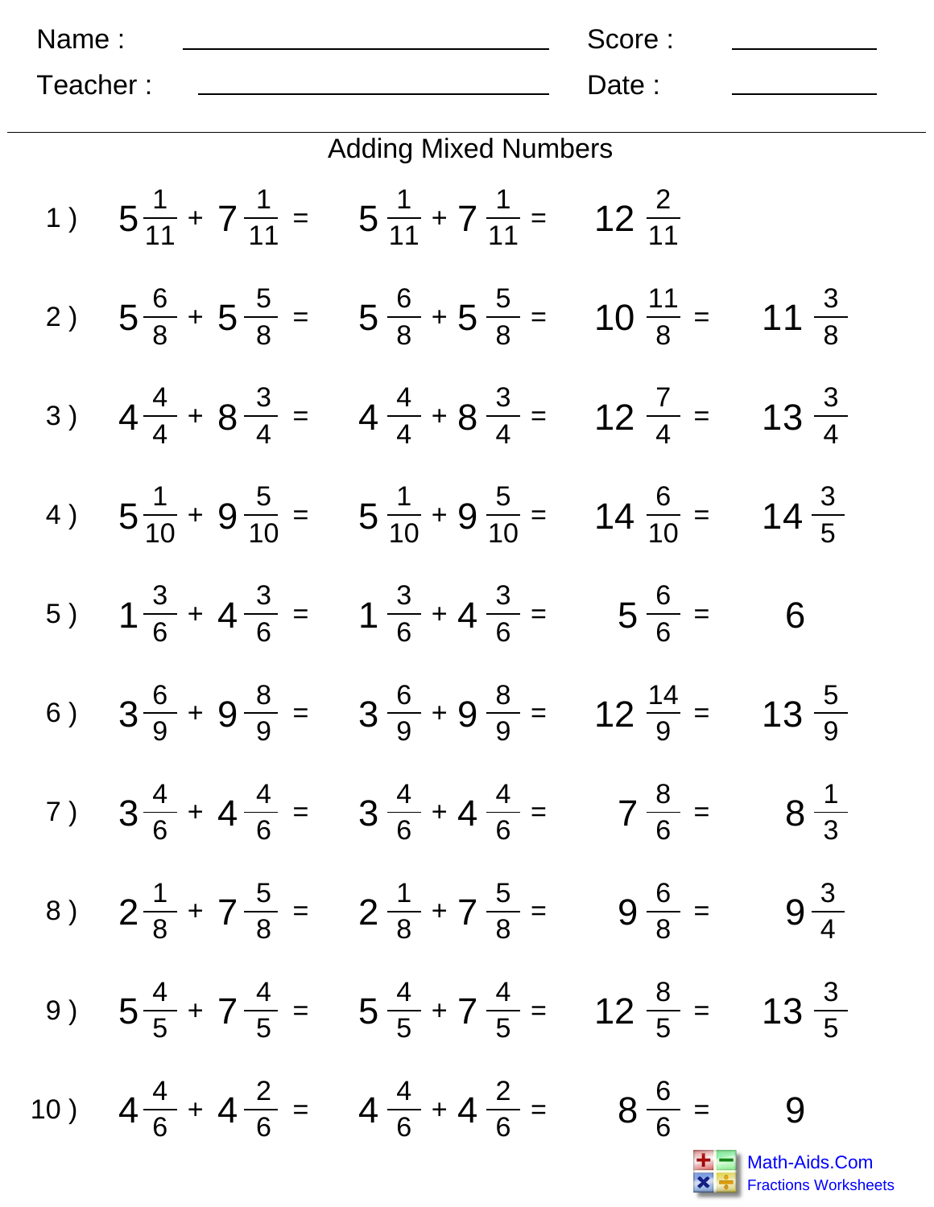Name : ____________________ Score : __________

Teacher : ____________________ Date : __________

## Adding Mixed Numbers

1 ) $5\frac{1}{11} + 7\frac{1}{11} = \quad 5\frac{1}{11} + 7\frac{1}{11} = \quad 12\frac{2}{11}$

2 ) $5\frac{6}{8} + 5\frac{5}{8} = \quad 5\frac{6}{8} + 5\frac{5}{8} = \quad 10\frac{11}{8} = \quad 11\frac{3}{8}$

3 ) $4\frac{4}{4} + 8\frac{3}{4} = \quad 4\frac{4}{4} + 8\frac{3}{4} = \quad 12\frac{7}{4} = \quad 13\frac{3}{4}$

4 ) $5\frac{1}{10} + 9\frac{5}{10} = \quad 5\frac{1}{10} + 9\frac{5}{10} = \quad 14\frac{6}{10} = \quad 14\frac{3}{5}$

5 ) $1\frac{3}{6} + 4\frac{3}{6} = \quad 1\frac{3}{6} + 4\frac{3}{6} = \quad 5\frac{6}{6} = \quad 6$

6 ) $3\frac{6}{9} + 9\frac{8}{9} = \quad 3\frac{6}{9} + 9\frac{8}{9} = \quad 12\frac{14}{9} = \quad 13\frac{5}{9}$

7 ) $3\frac{4}{6} + 4\frac{4}{6} = \quad 3\frac{4}{6} + 4\frac{4}{6} = \quad 7\frac{8}{6} = \quad 8\frac{1}{3}$

8 ) $2\frac{1}{8} + 7\frac{5}{8} = \quad 2\frac{1}{8} + 7\frac{5}{8} = \quad 9\frac{6}{8} = \quad 9\frac{3}{4}$

9 ) $5\frac{4}{5} + 7\frac{4}{5} = \quad 5\frac{4}{5} + 7\frac{4}{5} = \quad 12\frac{8}{5} = \quad 13\frac{3}{5}$

10 ) $4\frac{4}{6} + 4\frac{2}{6} = \quad 4\frac{4}{6} + 4\frac{2}{6} = \quad 8\frac{6}{6} = \quad 9$

Math-Aids.Com
Fractions Worksheets